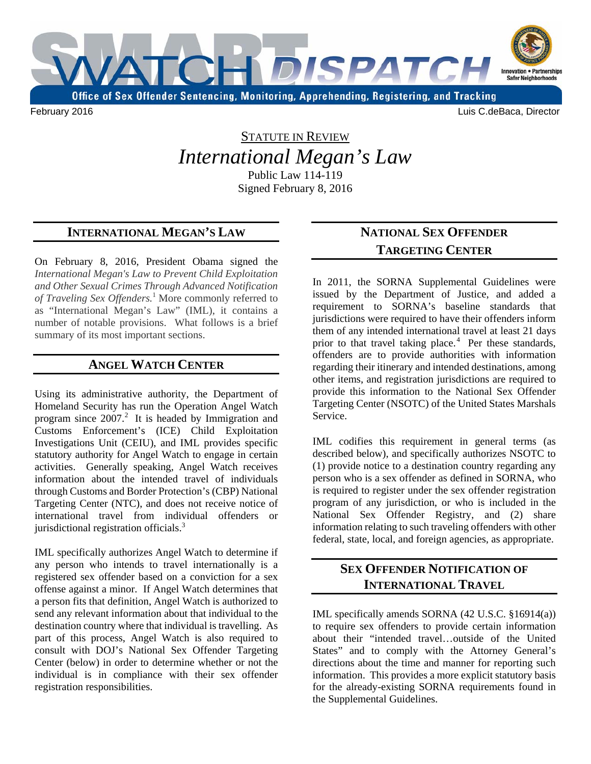# SMART WATCH DISPATCH

Office of Sex Offender Sentencing, Monitoring, Apprehending, Registering, and Tracking

February 2016

Luis C.deBaca, Director

## STATUTE IN REVIEW

# *International Megan's Law*

Public Law 114-119

Signed February 8, 2016

## INTERNATIONAL MEGAN'S LAW

On February 8, 2016, President Obama signed the *International Megan's Law to Prevent Child Exploitation and Other Sexual Crimes Through Advanced Notification of Traveling Sex Offenders.*[1] More commonly referred to as "International Megan's Law" (IML), it contains a number of notable provisions. What follows is a brief summary of its most important sections.

## ANGEL WATCH CENTER

Using its administrative authority, the Department of Homeland Security has run the Operation Angel Watch program since 2007.[2] It is headed by Immigration and Customs Enforcement's (ICE) Child Exploitation Investigations Unit (CEIU), and IML provides specific statutory authority for Angel Watch to engage in certain activities. Generally speaking, Angel Watch receives information about the intended travel of individuals through Customs and Border Protection's (CBP) National Targeting Center (NTC), and does not receive notice of international travel from individual offenders or jurisdictional registration officials.[3]

IML specifically authorizes Angel Watch to determine if any person who intends to travel internationally is a registered sex offender based on a conviction for a sex offense against a minor. If Angel Watch determines that a person fits that definition, Angel Watch is authorized to send any relevant information about that individual to the destination country where that individual is travelling. As part of this process, Angel Watch is also required to consult with DOJ's National Sex Offender Targeting Center (below) in order to determine whether or not the individual is in compliance with their sex offender registration responsibilities.

## NATIONAL SEX OFFENDER TARGETING CENTER

In 2011, the SORNA Supplemental Guidelines were issued by the Department of Justice, and added a requirement to SORNA's baseline standards that jurisdictions were required to have their offenders inform them of any intended international travel at least 21 days prior to that travel taking place.[4] Per these standards, offenders are to provide authorities with information regarding their itinerary and intended destinations, among other items, and registration jurisdictions are required to provide this information to the National Sex Offender Targeting Center (NSOTC) of the United States Marshals Service.

IML codifies this requirement in general terms (as described below), and specifically authorizes NSOTC to (1) provide notice to a destination country regarding any person who is a sex offender as defined in SORNA, who is required to register under the sex offender registration program of any jurisdiction, or who is included in the National Sex Offender Registry, and (2) share information relating to such traveling offenders with other federal, state, local, and foreign agencies, as appropriate.

## SEX OFFENDER NOTIFICATION OF INTERNATIONAL TRAVEL

IML specifically amends SORNA (42 U.S.C. §16914(a)) to require sex offenders to provide certain information about their "intended travel…outside of the United States" and to comply with the Attorney General's directions about the time and manner for reporting such information. This provides a more explicit statutory basis for the already-existing SORNA requirements found in the Supplemental Guidelines.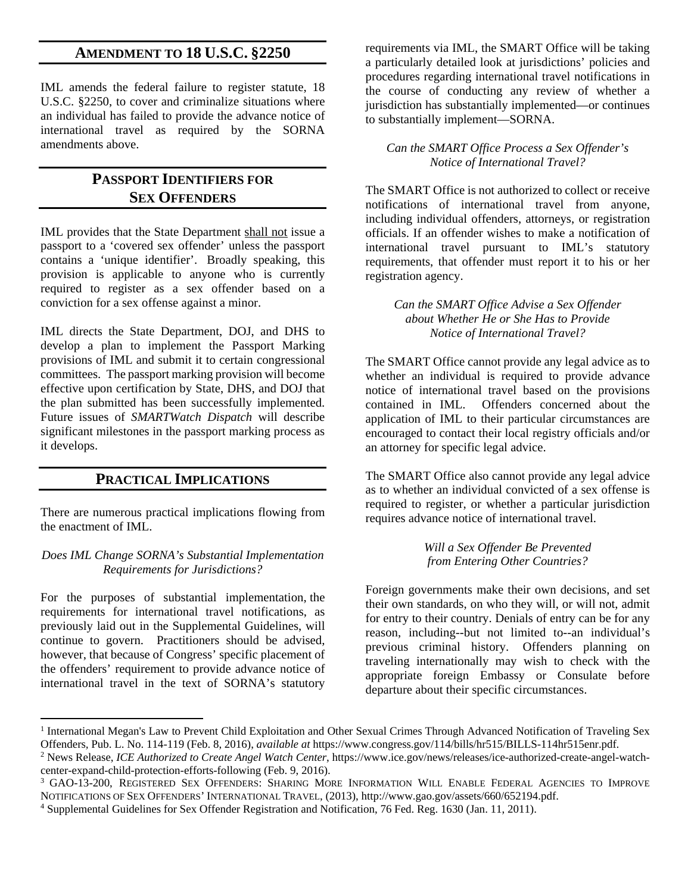## Amendment to 18 U.S.C. §2250

IML amends the federal failure to register statute, 18 U.S.C. §2250, to cover and criminalize situations where an individual has failed to provide the advance notice of international travel as required by the SORNA amendments above.

## Passport Identifiers for Sex Offenders

IML provides that the State Department shall not issue a passport to a 'covered sex offender' unless the passport contains a 'unique identifier'. Broadly speaking, this provision is applicable to anyone who is currently required to register as a sex offender based on a conviction for a sex offense against a minor.

IML directs the State Department, DOJ, and DHS to develop a plan to implement the Passport Marking provisions of IML and submit it to certain congressional committees. The passport marking provision will become effective upon certification by State, DHS, and DOJ that the plan submitted has been successfully implemented. Future issues of *SMARTWatch Dispatch* will describe significant milestones in the passport marking process as it develops.

## Practical Implications

There are numerous practical implications flowing from the enactment of IML.

*Does IML Change SORNA's Substantial Implementation Requirements for Jurisdictions?*

For the purposes of substantial implementation, the requirements for international travel notifications, as previously laid out in the Supplemental Guidelines, will continue to govern. Practitioners should be advised, however, that because of Congress' specific placement of the offenders' requirement to provide advance notice of international travel in the text of SORNA's statutory requirements via IML, the SMART Office will be taking a particularly detailed look at jurisdictions' policies and procedures regarding international travel notifications in the course of conducting any review of whether a jurisdiction has substantially implemented—or continues to substantially implement—SORNA.

*Can the SMART Office Process a Sex Offender's Notice of International Travel?*

The SMART Office is not authorized to collect or receive notifications of international travel from anyone, including individual offenders, attorneys, or registration officials. If an offender wishes to make a notification of international travel pursuant to IML's statutory requirements, that offender must report it to his or her registration agency.

*Can the SMART Office Advise a Sex Offender about Whether He or She Has to Provide Notice of International Travel?*

The SMART Office cannot provide any legal advice as to whether an individual is required to provide advance notice of international travel based on the provisions contained in IML. Offenders concerned about the application of IML to their particular circumstances are encouraged to contact their local registry officials and/or an attorney for specific legal advice.

The SMART Office also cannot provide any legal advice as to whether an individual convicted of a sex offense is required to register, or whether a particular jurisdiction requires advance notice of international travel.

*Will a Sex Offender Be Prevented from Entering Other Countries?*

Foreign governments make their own decisions, and set their own standards, on who they will, or will not, admit for entry to their country. Denials of entry can be for any reason, including--but not limited to--an individual's previous criminal history. Offenders planning on traveling internationally may wish to check with the appropriate foreign Embassy or Consulate before departure about their specific circumstances.

---

[1] International Megan's Law to Prevent Child Exploitation and Other Sexual Crimes Through Advanced Notification of Traveling Sex Offenders, Pub. L. No. 114-119 (Feb. 8, 2016), *available at* https://www.congress.gov/114/bills/hr515/BILLS-114hr515enr.pdf.

[2] News Release, *ICE Authorized to Create Angel Watch Center*, https://www.ice.gov/news/releases/ice-authorized-create-angel-watch-center-expand-child-protection-efforts-following (Feb. 9, 2016).

[3] GAO-13-200, Registered Sex Offenders: Sharing More Information Will Enable Federal Agencies to Improve Notifications of Sex Offenders' International Travel, (2013), http://www.gao.gov/assets/660/652194.pdf.

[4] Supplemental Guidelines for Sex Offender Registration and Notification, 76 Fed. Reg. 1630 (Jan. 11, 2011).